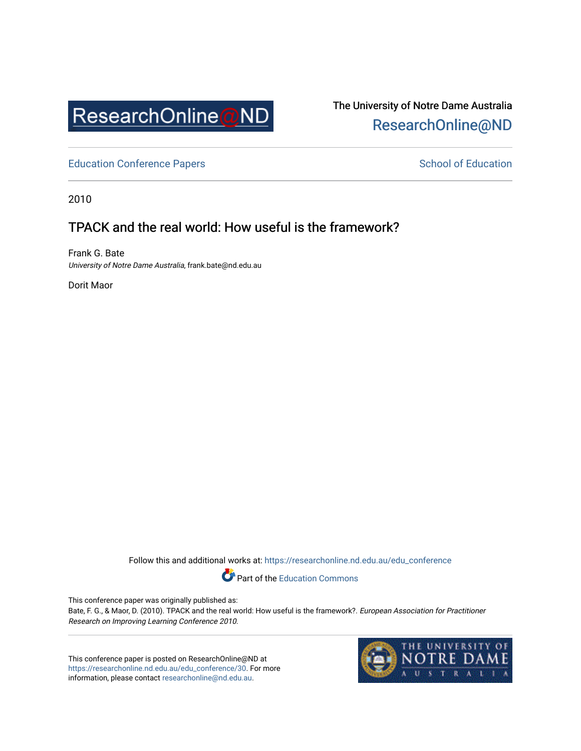ResearchOnline@ND

The University of Notre Dame Australia
ResearchOnline@ND

Education Conference Papers | School of Education

2010

# TPACK and the real world: How useful is the framework?

Frank G. Bate
*University of Notre Dame Australia*, frank.bate@nd.edu.au

Dorit Maor

Follow this and additional works at: https://researchonline.nd.edu.au/edu_conference

Part of the Education Commons

This conference paper was originally published as:
Bate, F. G., & Maor, D. (2010). TPACK and the real world: How useful is the framework?. *European Association for Practitioner Research on Improving Learning Conference 2010*.

This conference paper is posted on ResearchOnline@ND at https://researchonline.nd.edu.au/edu_conference/30. For more information, please contact researchonline@nd.edu.au.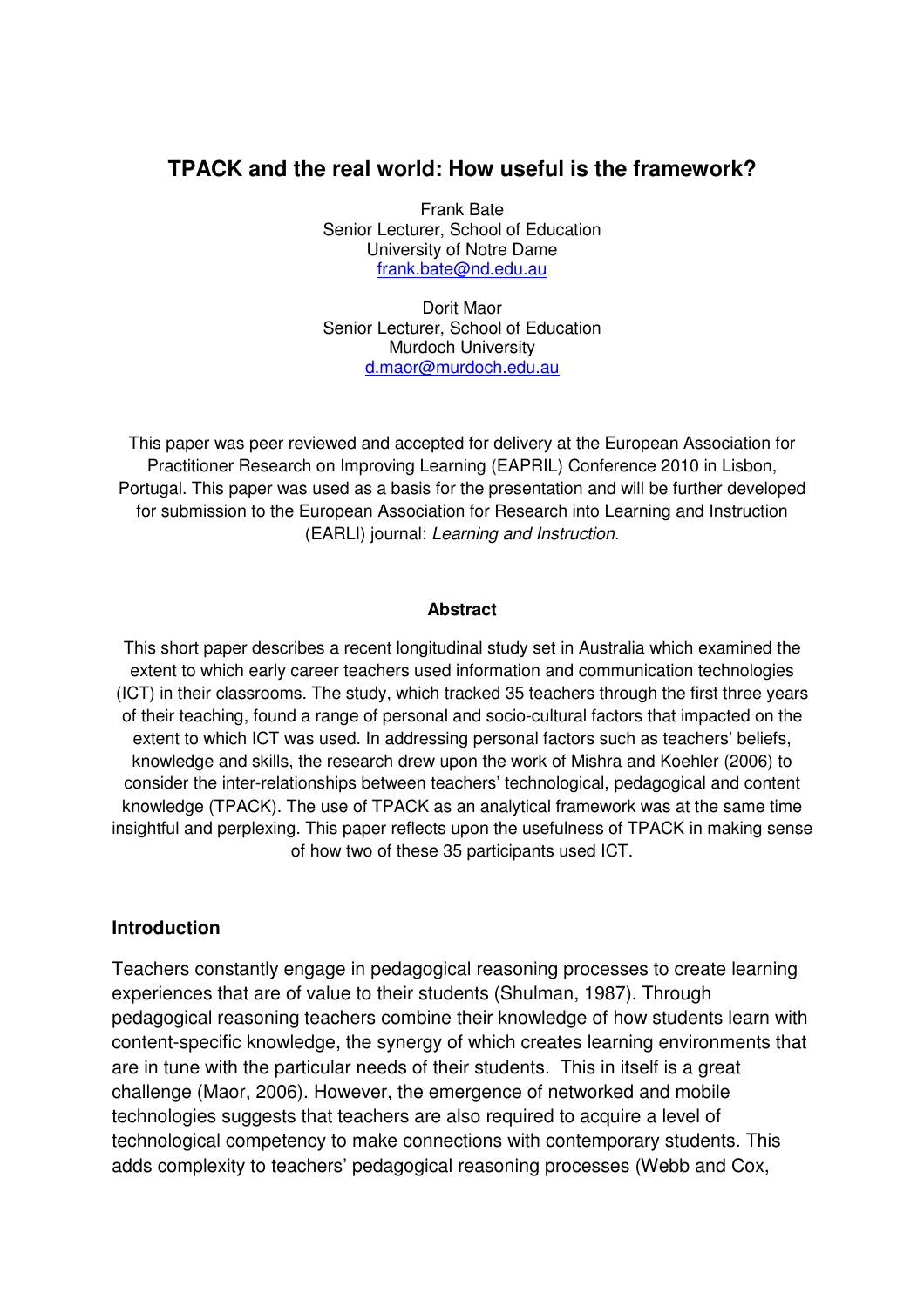# TPACK and the real world: How useful is the framework?

Frank Bate
Senior Lecturer, School of Education
University of Notre Dame
frank.bate@nd.edu.au

Dorit Maor
Senior Lecturer, School of Education
Murdoch University
d.maor@murdoch.edu.au

This paper was peer reviewed and accepted for delivery at the European Association for Practitioner Research on Improving Learning (EAPRIL) Conference 2010 in Lisbon, Portugal. This paper was used as a basis for the presentation and will be further developed for submission to the European Association for Research into Learning and Instruction (EARLI) journal: *Learning and Instruction*.

**Abstract**

This short paper describes a recent longitudinal study set in Australia which examined the extent to which early career teachers used information and communication technologies (ICT) in their classrooms. The study, which tracked 35 teachers through the first three years of their teaching, found a range of personal and socio-cultural factors that impacted on the extent to which ICT was used. In addressing personal factors such as teachers' beliefs, knowledge and skills, the research drew upon the work of Mishra and Koehler (2006) to consider the inter-relationships between teachers' technological, pedagogical and content knowledge (TPACK). The use of TPACK as an analytical framework was at the same time insightful and perplexing. This paper reflects upon the usefulness of TPACK in making sense of how two of these 35 participants used ICT.

## Introduction

Teachers constantly engage in pedagogical reasoning processes to create learning experiences that are of value to their students (Shulman, 1987). Through pedagogical reasoning teachers combine their knowledge of how students learn with content-specific knowledge, the synergy of which creates learning environments that are in tune with the particular needs of their students. This in itself is a great challenge (Maor, 2006). However, the emergence of networked and mobile technologies suggests that teachers are also required to acquire a level of technological competency to make connections with contemporary students. This adds complexity to teachers' pedagogical reasoning processes (Webb and Cox,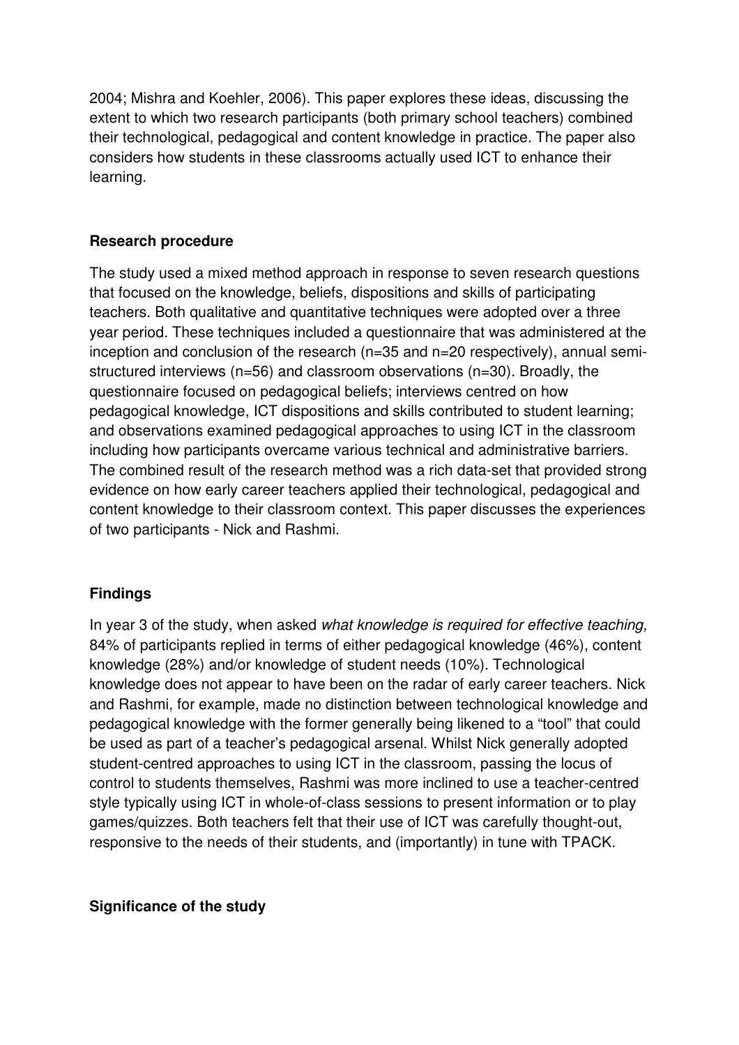2004; Mishra and Koehler, 2006). This paper explores these ideas, discussing the extent to which two research participants (both primary school teachers) combined their technological, pedagogical and content knowledge in practice. The paper also considers how students in these classrooms actually used ICT to enhance their learning.

**Research procedure**

The study used a mixed method approach in response to seven research questions that focused on the knowledge, beliefs, dispositions and skills of participating teachers. Both qualitative and quantitative techniques were adopted over a three year period. These techniques included a questionnaire that was administered at the inception and conclusion of the research (n=35 and n=20 respectively), annual semi-structured interviews (n=56) and classroom observations (n=30). Broadly, the questionnaire focused on pedagogical beliefs; interviews centred on how pedagogical knowledge, ICT dispositions and skills contributed to student learning; and observations examined pedagogical approaches to using ICT in the classroom including how participants overcame various technical and administrative barriers. The combined result of the research method was a rich data-set that provided strong evidence on how early career teachers applied their technological, pedagogical and content knowledge to their classroom context. This paper discusses the experiences of two participants - Nick and Rashmi.

**Findings**

In year 3 of the study, when asked *what knowledge is required for effective teaching,* 84% of participants replied in terms of either pedagogical knowledge (46%), content knowledge (28%) and/or knowledge of student needs (10%). Technological knowledge does not appear to have been on the radar of early career teachers. Nick and Rashmi, for example, made no distinction between technological knowledge and pedagogical knowledge with the former generally being likened to a "tool" that could be used as part of a teacher's pedagogical arsenal. Whilst Nick generally adopted student-centred approaches to using ICT in the classroom, passing the locus of control to students themselves, Rashmi was more inclined to use a teacher-centred style typically using ICT in whole-of-class sessions to present information or to play games/quizzes. Both teachers felt that their use of ICT was carefully thought-out, responsive to the needs of their students, and (importantly) in tune with TPACK.

**Significance of the study**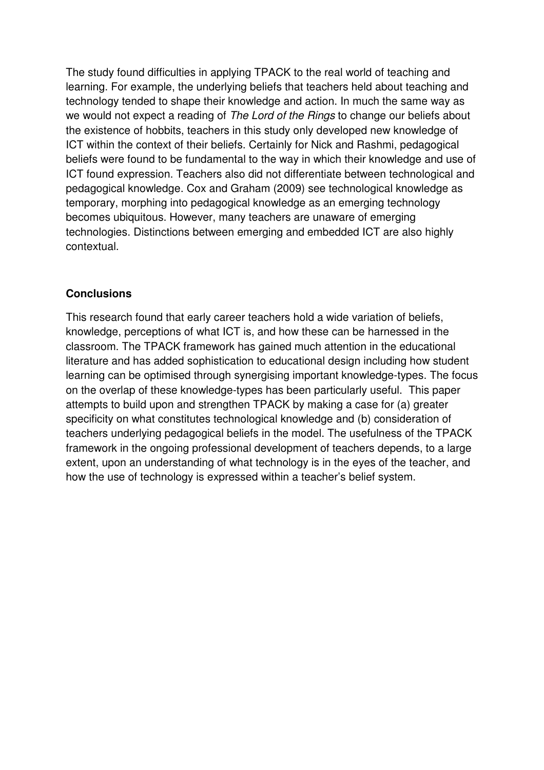The study found difficulties in applying TPACK to the real world of teaching and learning. For example, the underlying beliefs that teachers held about teaching and technology tended to shape their knowledge and action. In much the same way as we would not expect a reading of *The Lord of the Rings* to change our beliefs about the existence of hobbits, teachers in this study only developed new knowledge of ICT within the context of their beliefs. Certainly for Nick and Rashmi, pedagogical beliefs were found to be fundamental to the way in which their knowledge and use of ICT found expression. Teachers also did not differentiate between technological and pedagogical knowledge. Cox and Graham (2009) see technological knowledge as temporary, morphing into pedagogical knowledge as an emerging technology becomes ubiquitous. However, many teachers are unaware of emerging technologies. Distinctions between emerging and embedded ICT are also highly contextual.

## Conclusions

This research found that early career teachers hold a wide variation of beliefs, knowledge, perceptions of what ICT is, and how these can be harnessed in the classroom. The TPACK framework has gained much attention in the educational literature and has added sophistication to educational design including how student learning can be optimised through synergising important knowledge-types. The focus on the overlap of these knowledge-types has been particularly useful. This paper attempts to build upon and strengthen TPACK by making a case for (a) greater specificity on what constitutes technological knowledge and (b) consideration of teachers underlying pedagogical beliefs in the model. The usefulness of the TPACK framework in the ongoing professional development of teachers depends, to a large extent, upon an understanding of what technology is in the eyes of the teacher, and how the use of technology is expressed within a teacher's belief system.